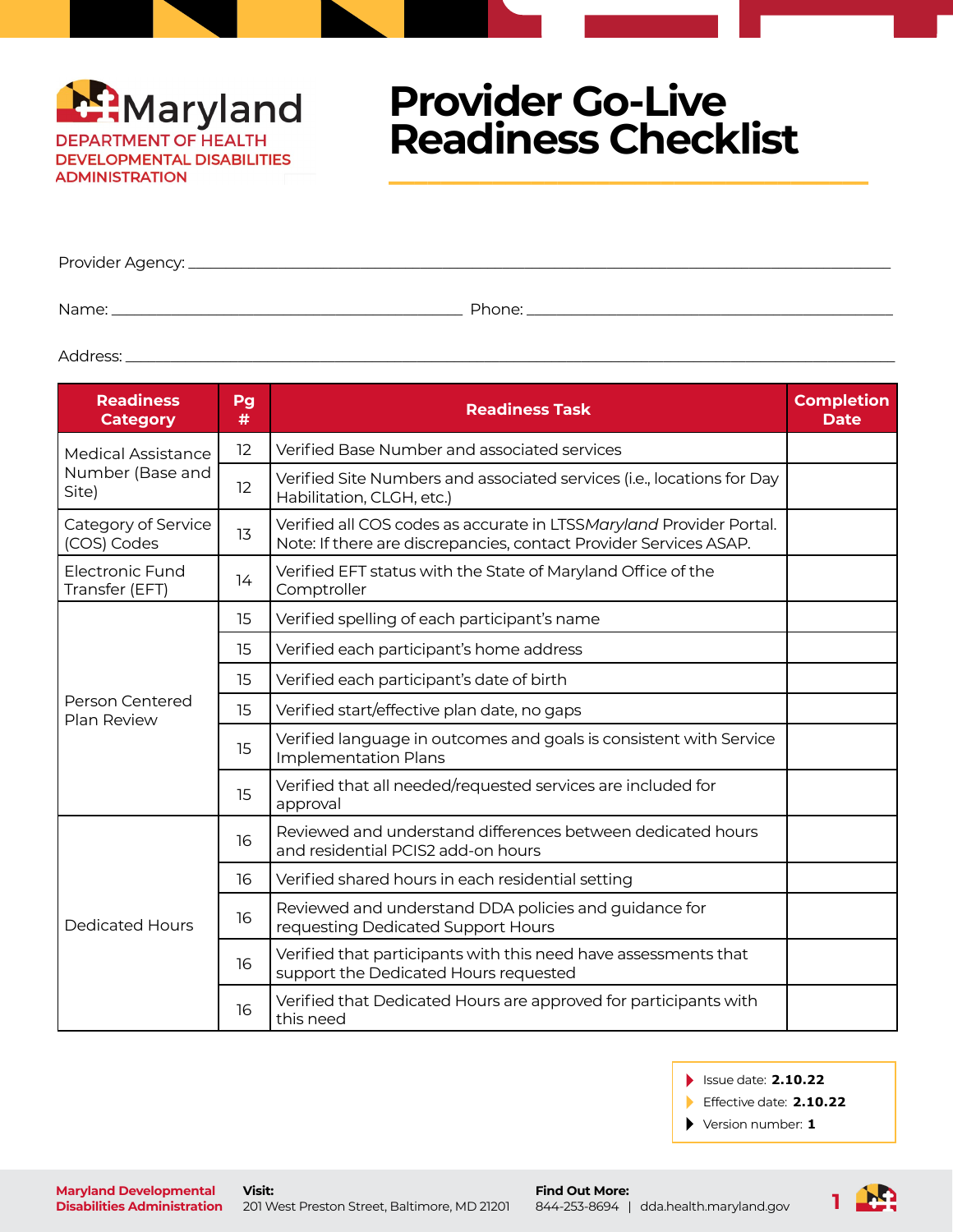Maryland
DEPARTMENT OF HEALTH
DEVELOPMENTAL DISABILITIES ADMINISTRATION

# Provider Go-Live Readiness Checklist

Provider Agency: ____________________________________________

Name: ______________________ Phone: ______________________

Address: ____________________________________________

| Readiness Category | Pg # | Readiness Task | Completion Date |
|---|---|---|---|
| Medical Assistance Number (Base and Site) | 12 | Verified Base Number and associated services | |
| | 12 | Verified Site Numbers and associated services (i.e., locations for Day Habilitation, CLGH, etc.) | |
| Category of Service (COS) Codes | 13 | Verified all COS codes as accurate in LTSS*Maryland* Provider Portal. Note: If there are discrepancies, contact Provider Services ASAP. | |
| Electronic Fund Transfer (EFT) | 14 | Verified EFT status with the State of Maryland Office of the Comptroller | |
| Person Centered Plan Review | 15 | Verified spelling of each participant's name | |
| | 15 | Verified each participant's home address | |
| | 15 | Verified each participant's date of birth | |
| | 15 | Verified start/effective plan date, no gaps | |
| | 15 | Verified language in outcomes and goals is consistent with Service Implementation Plans | |
| | 15 | Verified that all needed/requested services are included for approval | |
| Dedicated Hours | 16 | Reviewed and understand differences between dedicated hours and residential PCIS2 add-on hours | |
| | 16 | Verified shared hours in each residential setting | |
| | 16 | Reviewed and understand DDA policies and guidance for requesting Dedicated Support Hours | |
| | 16 | Verified that participants with this need have assessments that support the Dedicated Hours requested | |
| | 16 | Verified that Dedicated Hours are approved for participants with this need | |

- Issue date: **2.10.22**
- Effective date: **2.10.22**
- Version number: **1**

**Maryland Developmental Disabilities Administration**

**Visit:** 201 West Preston Street, Baltimore, MD 21201

**Find Out More:** 844-253-8694 | dda.health.maryland.gov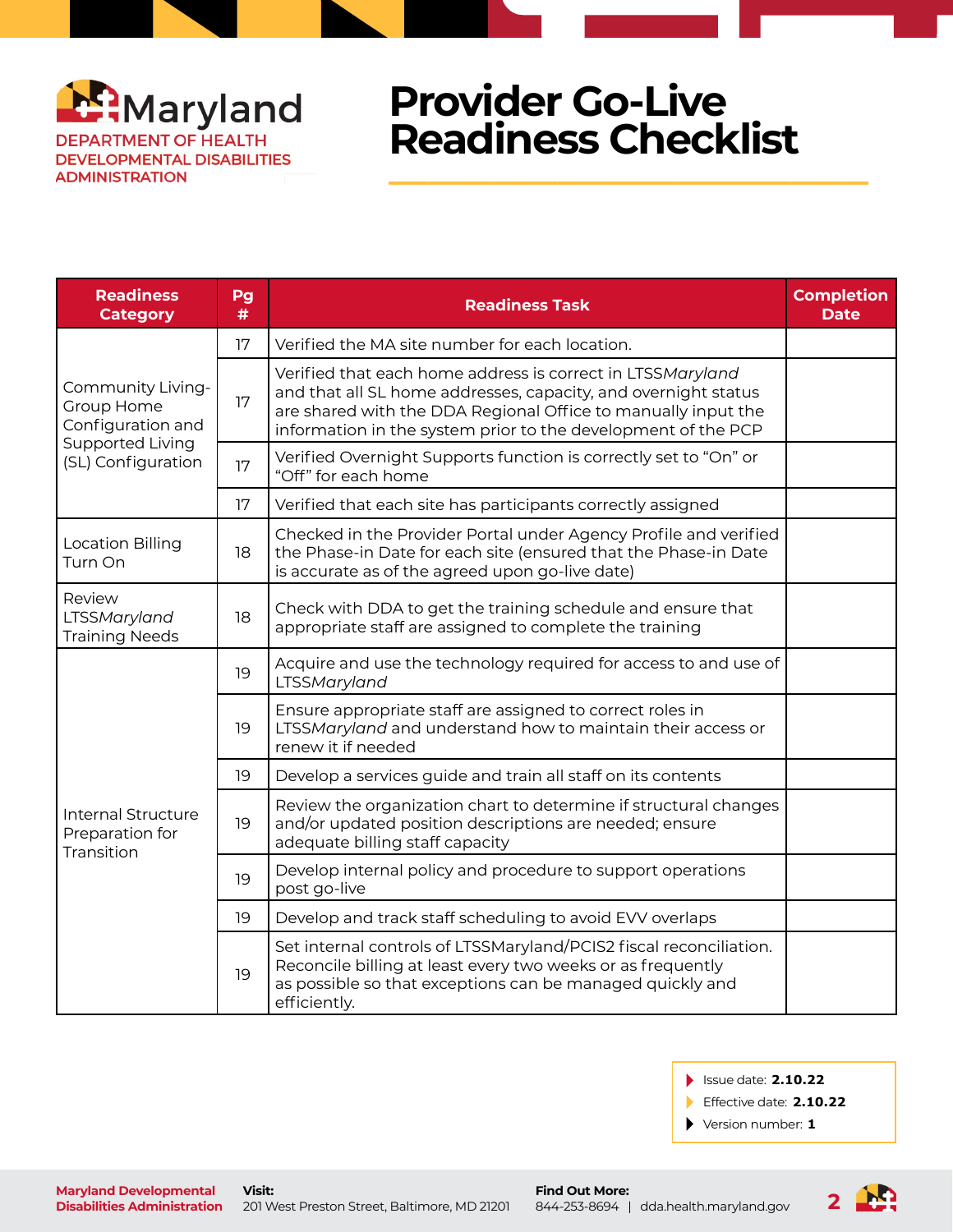Maryland
DEPARTMENT OF HEALTH
DEVELOPMENTAL DISABILITIES ADMINISTRATION

# Provider Go-Live Readiness Checklist

| Readiness Category | Pg # | Readiness Task | Completion Date |
|---|---|---|---|
| Community Living- Group Home Configuration and Supported Living (SL) Configuration | 17 | Verified the MA site number for each location. | |
| | 17 | Verified that each home address is correct in LTSS*Maryland* and that all SL home addresses, capacity, and overnight status are shared with the DDA Regional Office to manually input the information in the system prior to the development of the PCP | |
| | 17 | Verified Overnight Supports function is correctly set to "On" or "Off" for each home | |
| | 17 | Verified that each site has participants correctly assigned | |
| Location Billing Turn On | 18 | Checked in the Provider Portal under Agency Profile and verified the Phase-in Date for each site (ensured that the Phase-in Date is accurate as of the agreed upon go-live date) | |
| Review LTSS*Maryland* Training Needs | 18 | Check with DDA to get the training schedule and ensure that appropriate staff are assigned to complete the training | |
| Internal Structure Preparation for Transition | 19 | Acquire and use the technology required for access to and use of LTSS*Maryland* | |
| | 19 | Ensure appropriate staff are assigned to correct roles in LTSS*Maryland* and understand how to maintain their access or renew it if needed | |
| | 19 | Develop a services guide and train all staff on its contents | |
| | 19 | Review the organization chart to determine if structural changes and/or updated position descriptions are needed; ensure adequate billing staff capacity | |
| | 19 | Develop internal policy and procedure to support operations post go-live | |
| | 19 | Develop and track staff scheduling to avoid EVV overlaps | |
| | 19 | Set internal controls of LTSSMaryland/PCIS2 fiscal reconciliation. Reconcile billing at least every two weeks or as frequently as possible so that exceptions can be managed quickly and efficiently. | |

- Issue date: **2.10.22**
- Effective date: **2.10.22**
- Version number: **1**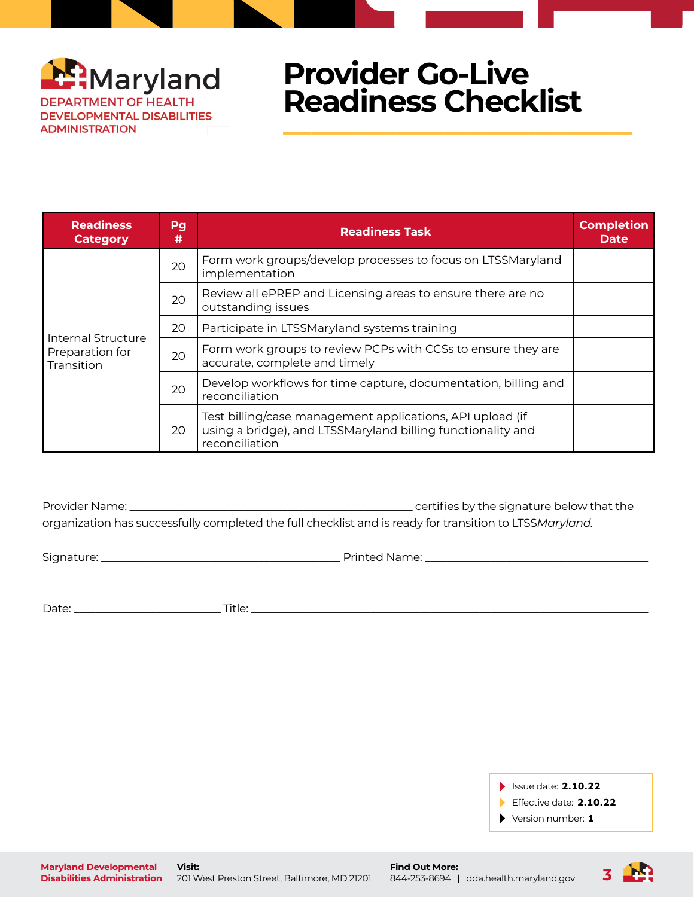Maryland
DEPARTMENT OF HEALTH
DEVELOPMENTAL DISABILITIES ADMINISTRATION

# Provider Go-Live Readiness Checklist

| Readiness Category | Pg # | Readiness Task | Completion Date |
|---|---|---|---|
| Internal Structure Preparation for Transition | 20 | Form work groups/develop processes to focus on LTSSMaryland implementation | |
| | 20 | Review all ePREP and Licensing areas to ensure there are no outstanding issues | |
| | 20 | Participate in LTSSMaryland systems training | |
| | 20 | Form work groups to review PCPs with CCSs to ensure they are accurate, complete and timely | |
| | 20 | Develop workflows for time capture, documentation, billing and reconciliation | |
| | 20 | Test billing/case management applications, API upload (if using a bridge), and LTSSMaryland billing functionality and reconciliation | |

Provider Name: ____________________________ certifies by the signature below that the organization has successfully completed the full checklist and is ready for transition to LTSS*Maryland.*

Signature: ____________________________ Printed Name: ____________________________

Date: ________________ Title: ____________________________

- Issue date: **2.10.22**
- Effective date: **2.10.22**
- Version number: **1**

**Maryland Developmental Disabilities Administration**
**Visit:** 201 West Preston Street, Baltimore, MD 21201
**Find Out More:** 844-253-8694 | dda.health.maryland.gov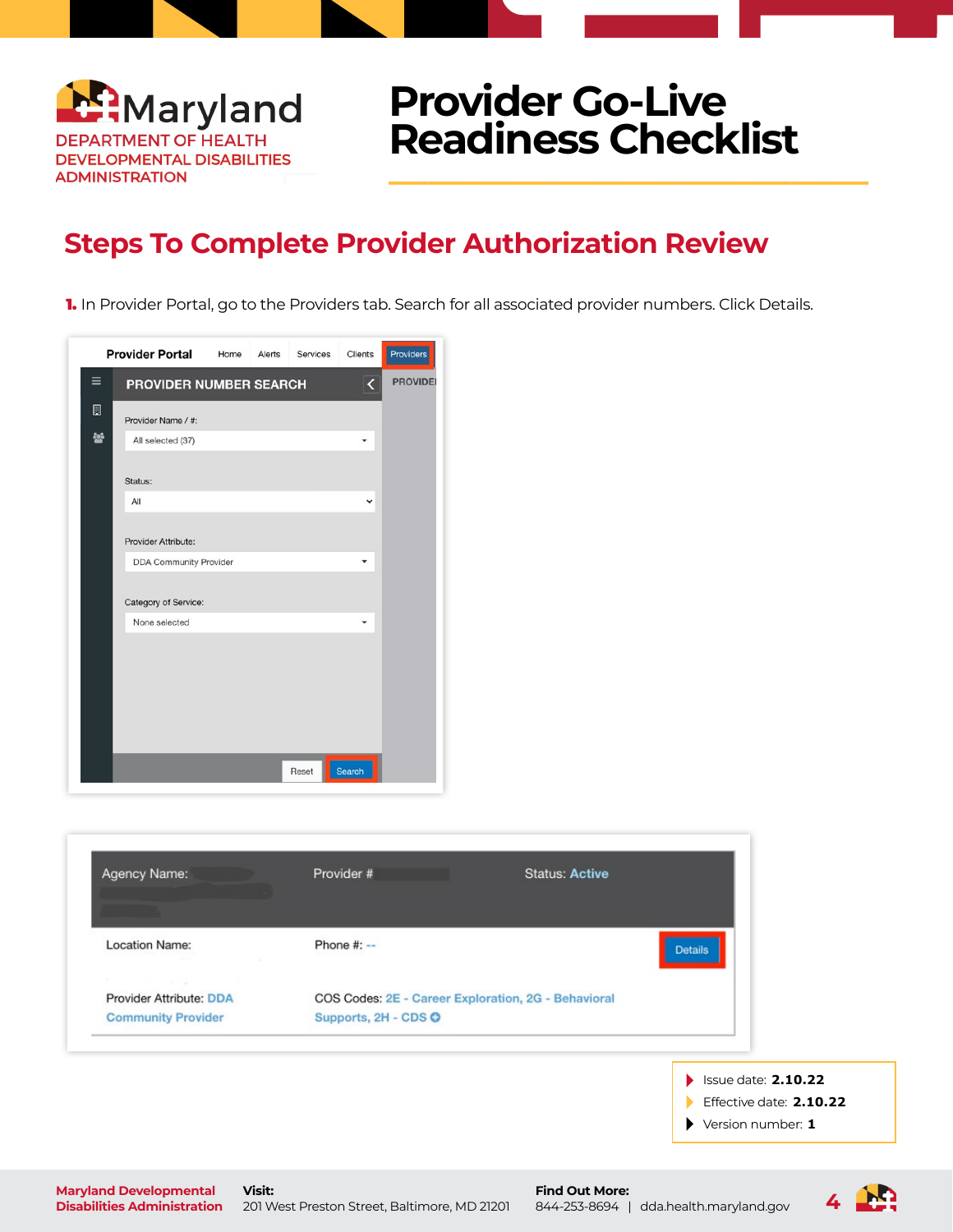Maryland DEPARTMENT OF HEALTH DEVELOPMENTAL DISABILITIES ADMINISTRATION

# Provider Go-Live Readiness Checklist

## Steps To Complete Provider Authorization Review

**1.** In Provider Portal, go to the Providers tab. Search for all associated provider numbers. Click Details.

Provider Portal | Home | Alerts | Services | Clients | Providers

PROVIDER NUMBER SEARCH

Provider Name / #: All selected (37)

Status: All

Provider Attribute: DDA Community Provider

Category of Service: None selected

Reset | Search

Agency Name: | Provider # | Status: Active

Location Name: | Phone #: -- | Details

Provider Attribute: DDA Community Provider | COS Codes: 2E - Career Exploration, 2G - Behavioral Supports, 2H - CDS

- Issue date: **2.10.22**
- Effective date: **2.10.22**
- Version number: **1**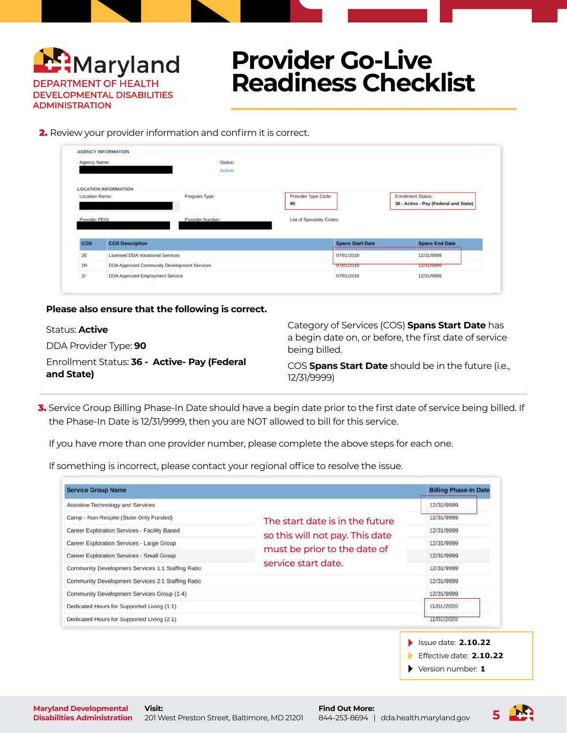Maryland
DEPARTMENT OF HEALTH
DEVELOPMENTAL DISABILITIES ADMINISTRATION

# Provider Go-Live Readiness Checklist

**2.** Review your provider information and confirm it is correct.

AGENCY INFORMATION

Agency Name: | Status: Active

LOCATION INFORMATION

Location Name: | Program Type: | Provider Type Code: 90 | Enrollment Status: 36 - Active - Pay (Federal and State)

Provider FEIN: | Provider Number: | List of Speciality Codes:

| COS | COS Description | Spans Start Date | Spans End Date |
|---|---|---|---|
| 2E | Licensed DDA Vocational Services | 07/01/2019 | 12/31/9999 |
| 2H | DDA Approved Community Development Services | 07/01/2019 | 12/31/9999 |
| 2I | DDA Approved Employment Service | 07/01/2019 | 12/31/9999 |

**Please also ensure that the following is correct.**

Status: **Active**

DDA Provider Type: **90**

Enrollment Status: **36 - Active- Pay (Federal and State)**

Category of Services (COS) **Spans Start Date** has a begin date on, or before, the first date of service being billed.

COS **Spans Start Date** should be in the future (i.e., 12/31/9999)

**3.** Service Group Billing Phase-In Date should have a begin date prior to the first date of service being billed. If the Phase-In Date is 12/31/9999, then you are NOT allowed to bill for this service.

If you have more than one provider number, please complete the above steps for each one.

If something is incorrect, please contact your regional office to resolve the issue.

| Service Group Name | Billing Phase-In Date |
|---|---|
| Assistive Technology and Services | 12/31/9999 |
| Camp - Non-Respite (State Only Funded) | 12/31/9999 |
| Career Exploration Services - Facility Based | 12/31/9999 |
| Career Exploration Services - Large Group | 12/31/9999 |
| Career Exploration Services - Small Group | 12/31/9999 |
| Community Development Services 1:1 Staffing Ratio | 12/31/9999 |
| Community Development Services 2:1 Staffing Ratio | 12/31/9999 |
| Community Development Services Group (1-4) | 12/31/9999 |
| Dedicated Hours for Supported Living (1:1) | 11/01/2020 |
| Dedicated Hours for Supported Living (2:1) | 11/01/2020 |

The start date is in the future so this will not pay. This date must be prior to the date of service start date.

- Issue date: **2.10.22**
- Effective date: **2.10.22**
- Version number: **1**

**Maryland Developmental Disabilities Administration**

**Visit:** 201 West Preston Street, Baltimore, MD 21201

**Find Out More:** 844-253-8694 | dda.health.maryland.gov